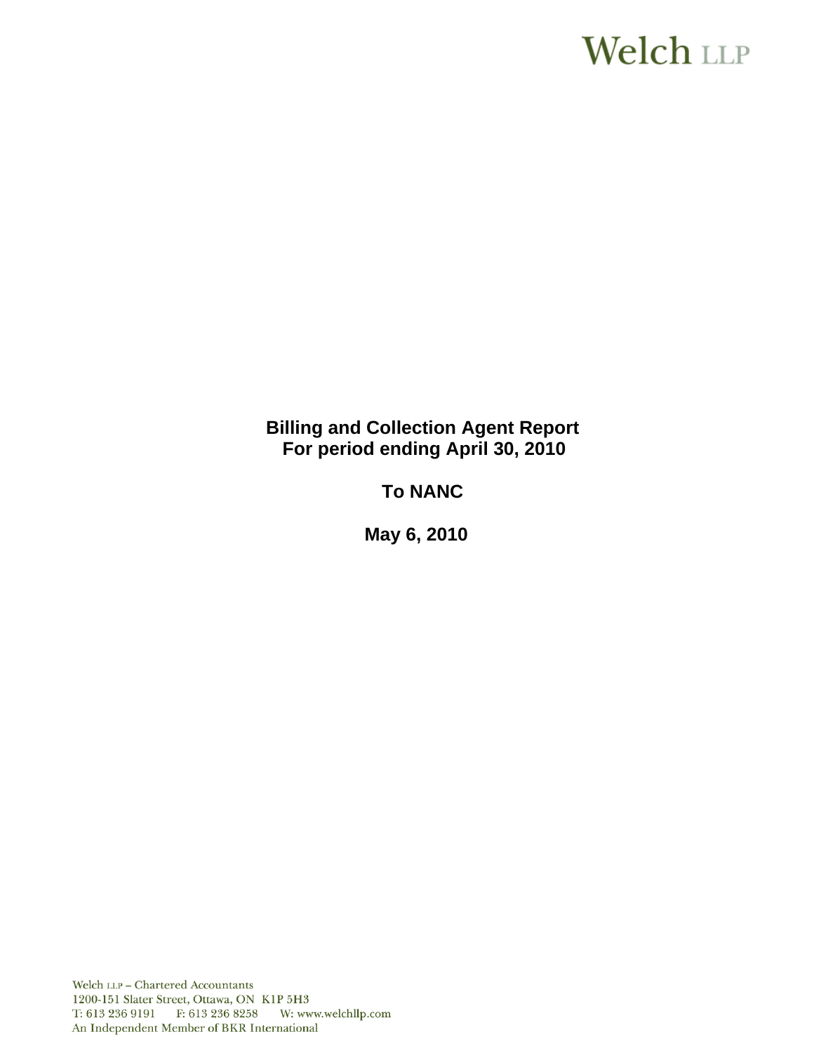Welch LLP

# Billing and Collection Agent Report
# For period ending April 30, 2010

## To NANC

## May 6, 2010

Welch LLP – Chartered Accountants
1200-151 Slater Street, Ottawa, ON K1P 5H3
T: 613 236 9191 F: 613 236 8258 W: www.welchllp.com
An Independent Member of BKR International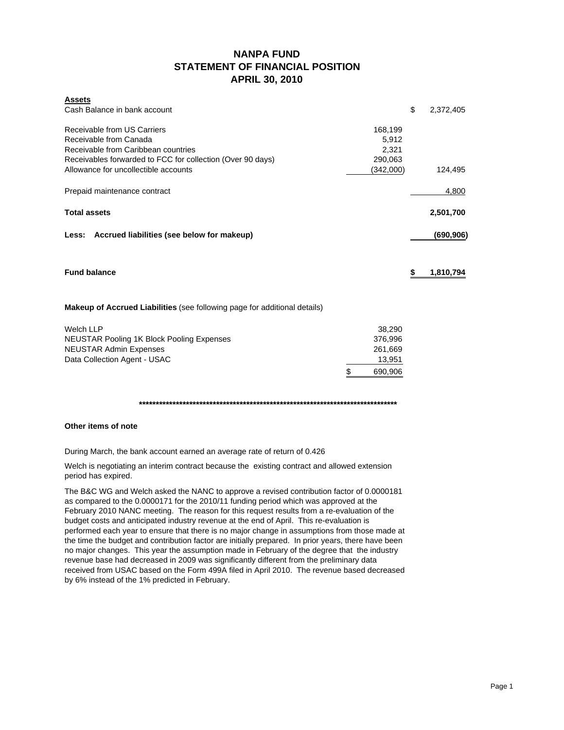# NANPA FUND
## STATEMENT OF FINANCIAL POSITION
## APRIL 30, 2010

| **Assets** | | |
|---|---|---|
| Cash Balance in bank account | | $ 2,372,405 |
| Receivable from US Carriers | 168,199 | |
| Receivable from Canada | 5,912 | |
| Receivable from Caribbean countries | 2,321 | |
| Receivables forwarded to FCC for collection (Over 90 days) | 290,063 | |
| Allowance for uncollectible accounts | (342,000) | 124,495 |
| Prepaid maintenance contract | | 4,800 |
| **Total assets** | | **2,501,700** |
| **Less: Accrued liabilities (see below for makeup)** | | **(690,906)** |
| **Fund balance** | | **$ 1,810,794** |

**Makeup of Accrued Liabilities** (see following page for additional details)

| | |
|---|---|
| Welch LLP | 38,290 |
| NEUSTAR Pooling 1K Block Pooling Expenses | 376,996 |
| NEUSTAR Admin Expenses | 261,669 |
| Data Collection Agent - USAC | 13,951 |
| | $ 690,906 |

********************************************************************************

**Other items of note**

During March, the bank account earned an average rate of return of 0.426

Welch is negotiating an interim contract because the existing contract and allowed extension period has expired.

The B&C WG and Welch asked the NANC to approve a revised contribution factor of 0.0000181 as compared to the 0.0000171 for the 2010/11 funding period which was approved at the February 2010 NANC meeting. The reason for this request results from a re-evaluation of the budget costs and anticipated industry revenue at the end of April. This re-evaluation is performed each year to ensure that there is no major change in assumptions from those made at the time the budget and contribution factor are initially prepared. In prior years, there have been no major changes. This year the assumption made in February of the degree that the industry revenue base had decreased in 2009 was significantly different from the preliminary data received from USAC based on the Form 499A filed in April 2010. The revenue based decreased by 6% instead of the 1% predicted in February.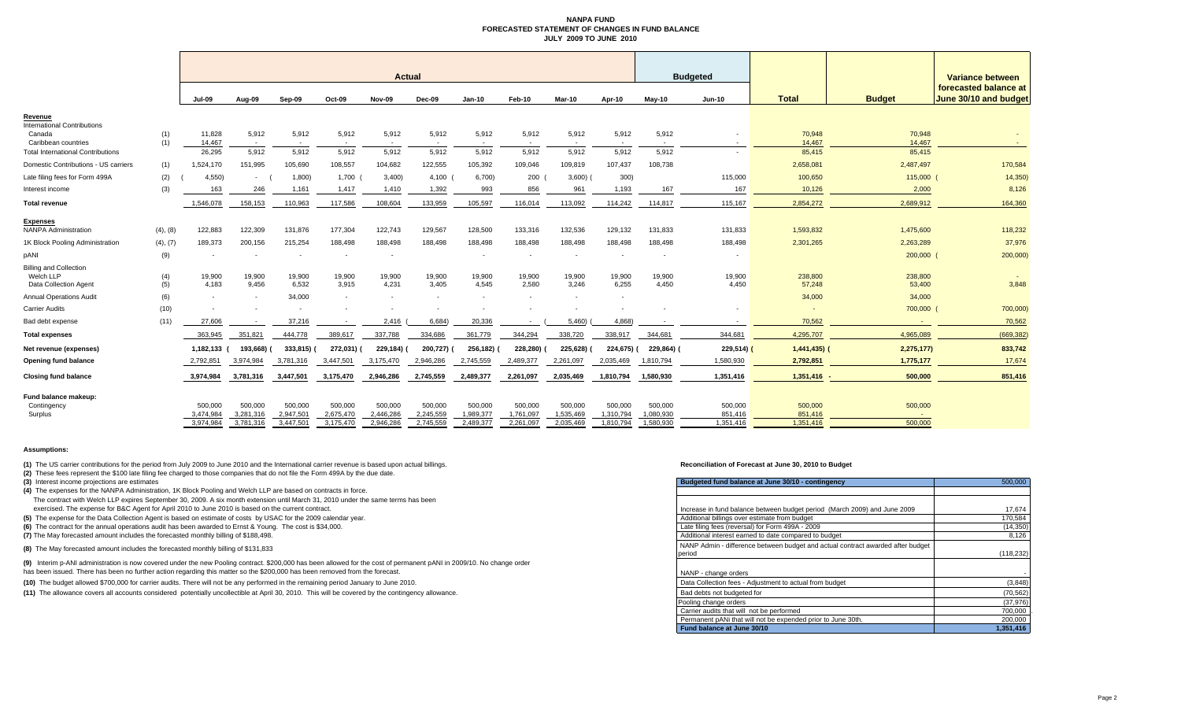# NANPA FUND
## FORECASTED STATEMENT OF CHANGES IN FUND BALANCE
### JULY 2009 TO JUNE 2010

| | | Actual | | | | | | | | | | Budgeted | | | | Variance between forecasted balance at June 30/10 and budget |
|---|---|---|---|---|---|---|---|---|---|---|---|---|---|---|---|---|
| | | Jul-09 | Aug-09 | Sep-09 | Oct-09 | Nov-09 | Dec-09 | Jan-10 | Feb-10 | Mar-10 | Apr-10 | May-10 | Jun-10 | Total | Budget | |
| **Revenue** | | | | | | | | | | | | | | | | |
| International Contributions | | | | | | | | | | | | | | | | |
| Canada | (1) | 11,828 | 5,912 | 5,912 | 5,912 | 5,912 | 5,912 | 5,912 | 5,912 | 5,912 | 5,912 | 5,912 | - | 70,948 | 70,948 | - |
| Caribbean countries | (1) | 14,467 | - | - | - | - | - | - | - | - | - | - | - | 14,467 | 14,467 | - |
| Total International Contributions | | 26,295 | 5,912 | 5,912 | 5,912 | 5,912 | 5,912 | 5,912 | 5,912 | 5,912 | 5,912 | 5,912 | - | 85,415 | 85,415 | - |
| Domestic Contributions - US carriers | (1) | 1,524,170 | 151,995 | 105,690 | 108,557 | 104,682 | 122,555 | 105,392 | 109,046 | 109,819 | 107,437 | 108,738 | | 2,658,081 | 2,487,497 | 170,584 |
| Late filing fees for Form 499A | (2) | (4,550) | - | (1,800) | 1,700 | (3,400) | 4,100 | (6,700) | 200 | (3,600) | (300) | | 115,000 | 100,650 | 115,000 | (14,350) |
| Interest income | (3) | 163 | 246 | 1,161 | 1,417 | 1,410 | 1,392 | 993 | 856 | 961 | 1,193 | 167 | 167 | 10,126 | 2,000 | 8,126 |
| **Total revenue** | | 1,546,078 | 158,153 | 110,963 | 117,586 | 108,604 | 133,959 | 105,597 | 116,014 | 113,092 | 114,242 | 114,817 | 115,167 | 2,854,272 | 2,689,912 | 164,360 |
| **Expenses** | | | | | | | | | | | | | | | | |
| NANPA Administration | (4), (8) | 122,883 | 122,309 | 131,876 | 177,304 | 122,743 | 129,567 | 128,500 | 133,316 | 132,536 | 129,132 | 131,833 | 131,833 | 1,593,832 | 1,475,600 | 118,232 |
| 1K Block Pooling Administration | (4), (7) | 189,373 | 200,156 | 215,254 | 188,498 | 188,498 | 188,498 | 188,498 | 188,498 | 188,498 | 188,498 | 188,498 | 188,498 | 2,301,265 | 2,263,289 | 37,976 |
| pANI | (9) | - | - | - | - | - | | - | - | - | - | - | - | | 200,000 | (200,000) |
| Billing and Collection | | | | | | | | | | | | | | | | |
| Welch LLP | (4) | 19,900 | 19,900 | 19,900 | 19,900 | 19,900 | 19,900 | 19,900 | 19,900 | 19,900 | 19,900 | 19,900 | 19,900 | 238,800 | 238,800 | - |
| Data Collection Agent | (5) | 4,183 | 9,456 | 6,532 | 3,915 | 4,231 | 3,405 | 4,545 | 2,580 | 3,246 | 6,255 | 4,450 | 4,450 | 57,248 | 53,400 | 3,848 |
| Annual Operations Audit | (6) | - | - | 34,000 | - | - | - | - | - | - | - | | | 34,000 | 34,000 | |
| Carrier Audits | (10) | - | - | - | - | - | - | - | - | - | - | - | - | - | 700,000 | (700,000) |
| Bad debt expense | (11) | 27,606 | - | 37,216 | - | 2,416 | (6,684) | 20,336 | - | (5,460) | (4,868) | - | - | 70,562 | - | 70,562 |
| **Total expenses** | | 363,945 | 351,821 | 444,778 | 389,617 | 337,788 | 334,686 | 361,779 | 344,294 | 338,720 | 338,917 | 344,681 | 344,681 | 4,295,707 | 4,965,089 | (669,382) |
| **Net revenue (expenses)** | | 1,182,133 | (193,668) | (333,815) | (272,031) | (229,184) | (200,727) | (256,182) | (228,280) | (225,628) | (224,675) | (229,864) | (229,514) | (1,441,435) | (2,275,177) | 833,742 |
| **Opening fund balance** | | 2,792,851 | 3,974,984 | 3,781,316 | 3,447,501 | 3,175,470 | 2,946,286 | 2,745,559 | 2,489,377 | 2,261,097 | 2,035,469 | 1,810,794 | 1,580,930 | 2,792,851 | 1,775,177 | 17,674 |
| **Closing fund balance** | | 3,974,984 | 3,781,316 | 3,447,501 | 3,175,470 | 2,946,286 | 2,745,559 | 2,489,377 | 2,261,097 | 2,035,469 | 1,810,794 | 1,580,930 | 1,351,416 | 1,351,416 | 500,000 | 851,416 |
| **Fund balance makeup:** | | | | | | | | | | | | | | | | |
| Contingency | | 500,000 | 500,000 | 500,000 | 500,000 | 500,000 | 500,000 | 500,000 | 500,000 | 500,000 | 500,000 | 500,000 | 500,000 | 500,000 | 500,000 | |
| Surplus | | 3,474,984 | 3,281,316 | 2,947,501 | 2,675,470 | 2,446,286 | 2,245,559 | 1,989,377 | 1,761,097 | 1,535,469 | 1,310,794 | 1,080,930 | 851,416 | 851,416 | - | |
| | | 3,974,984 | 3,781,316 | 3,447,501 | 3,175,470 | 2,946,286 | 2,745,559 | 2,489,377 | 2,261,097 | 2,035,469 | 1,810,794 | 1,580,930 | 1,351,416 | 1,351,416 | 500,000 | |

**Assumptions:**

**(1)** The US carrier contributions for the period from July 2009 to June 2010 and the International carrier revenue is based upon actual billings.

**(2)** These fees represent the $100 late filing fee charged to those companies that do not file the Form 499A by the due date.

**(3)** Interest income projections are estimates

**(4)** The expenses for the NANPA Administration, 1K Block Pooling and Welch LLP are based on contracts in force.
The contract with Welch LLP expires September 30, 2009. A six month extension until March 31, 2010 under the same terms has been exercised. The expense for B&C Agent for April 2010 to June 2010 is based on the current contract.

**(5)** The expense for the Data Collection Agent is based on estimate of costs by USAC for the 2009 calendar year.

**(6)** The contract for the annual operations audit has been awarded to Ernst & Young. The cost is $34,000.

**(7)** The May forecasted amount includes the forecasted monthly billing of $188,498.

**(8)** The May forecasted amount includes the forecasted monthly billing of $131,833

**(9)** Interim p-ANI administration is now covered under the new Pooling contract. $200,000 has been allowed for the cost of permanent pANI in 2009/10. No change order has been issued. There has been no further action regarding this matter so the $200,000 has been removed from the forecast.

**(10)** The budget allowed $700,000 for carrier audits. There will not be any performed in the remaining period January to June 2010.

**(11)** The allowance covers all accounts considered potentially uncollectible at April 30, 2010. This will be covered by the contingency allowance.

**Reconciliation of Forecast at June 30, 2010 to Budget**

| Budgeted fund balance at June 30/10 - contingency | 500,000 |
|---|---|
| | |
| Increase in fund balance between budget period (March 2009) and June 2009 | 17,674 |
| Additional billings over estimate from budget | 170,584 |
| Late filing fees (reversal) for Form 499A - 2009 | (14,350) |
| Additional interest earned to date compared to budget | 8,126 |
| NANP Admin - difference between budget and actual contract awarded after budget period | (118,232) |
| NANP Admin - change orders | - |
| Data Collection fees - Adjustment to actual from budget | (3,848) |
| Bad debts not budgeted for | (70,562) |
| Pooling change orders | (37,976) |
| Carrier audits that will not be performed | 700,000 |
| Permanent pANi that will not be expended prior to June 30th. | 200,000 |
| **Fund balance at June 30/10** | **1,351,416** |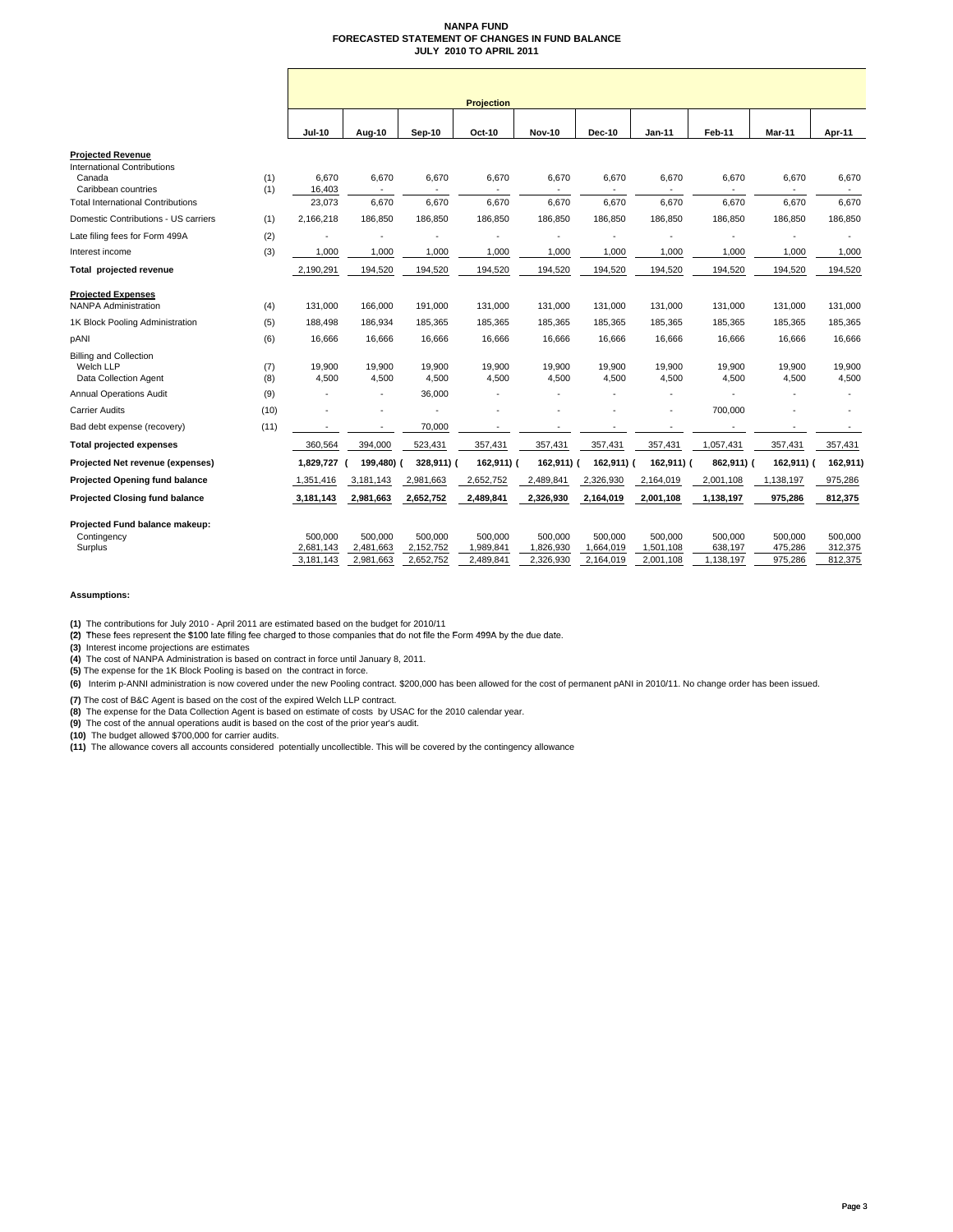**NANPA FUND**
**FORECASTED STATEMENT OF CHANGES IN FUND BALANCE**
**JULY 2010 TO APRIL 2011**

| | | Projection | | | | | | | | | |
|---|---|---|---|---|---|---|---|---|---|---|---|
| | | **Jul-10** | **Aug-10** | **Sep-10** | **Oct-10** | **Nov-10** | **Dec-10** | **Jan-11** | **Feb-11** | **Mar-11** | **Apr-11** |
| **Projected Revenue** | | | | | | | | | | | |
| International Contributions | | | | | | | | | | | |
| Canada | (1) | 6,670 | 6,670 | 6,670 | 6,670 | 6,670 | 6,670 | 6,670 | 6,670 | 6,670 | 6,670 |
| Caribbean countries | (1) | 16,403 | - | - | - | - | - | - | - | - | - |
| Total International Contributions | | 23,073 | 6,670 | 6,670 | 6,670 | 6,670 | 6,670 | 6,670 | 6,670 | 6,670 | 6,670 |
| Domestic Contributions - US carriers | (1) | 2,166,218 | 186,850 | 186,850 | 186,850 | 186,850 | 186,850 | 186,850 | 186,850 | 186,850 | 186,850 |
| Late filing fees for Form 499A | (2) | - | - | - | - | - | - | - | - | - | - |
| Interest income | (3) | 1,000 | 1,000 | 1,000 | 1,000 | 1,000 | 1,000 | 1,000 | 1,000 | 1,000 | 1,000 |
| **Total projected revenue** | | 2,190,291 | 194,520 | 194,520 | 194,520 | 194,520 | 194,520 | 194,520 | 194,520 | 194,520 | 194,520 |
| **Projected Expenses** | | | | | | | | | | | |
| NANPA Administration | (4) | 131,000 | 166,000 | 191,000 | 131,000 | 131,000 | 131,000 | 131,000 | 131,000 | 131,000 | 131,000 |
| 1K Block Pooling Administration | (5) | 188,498 | 186,934 | 185,365 | 185,365 | 185,365 | 185,365 | 185,365 | 185,365 | 185,365 | 185,365 |
| pANI | (6) | 16,666 | 16,666 | 16,666 | 16,666 | 16,666 | 16,666 | 16,666 | 16,666 | 16,666 | 16,666 |
| Billing and Collection | | | | | | | | | | | |
| Welch LLP | (7) | 19,900 | 19,900 | 19,900 | 19,900 | 19,900 | 19,900 | 19,900 | 19,900 | 19,900 | 19,900 |
| Data Collection Agent | (8) | 4,500 | 4,500 | 4,500 | 4,500 | 4,500 | 4,500 | 4,500 | 4,500 | 4,500 | 4,500 |
| Annual Operations Audit | (9) | - | - | 36,000 | - | - | - | - | - | - | - |
| Carrier Audits | (10) | - | - | - | - | - | - | - | 700,000 | - | - |
| Bad debt expense (recovery) | (11) | - | - | 70,000 | - | - | - | - | - | - | - |
| **Total projected expenses** | | 360,564 | 394,000 | 523,431 | 357,431 | 357,431 | 357,431 | 357,431 | 1,057,431 | 357,431 | 357,431 |
| **Projected Net revenue (expenses)** | | 1,829,727 | (199,480) | (328,911) | (162,911) | (162,911) | (162,911) | (162,911) | (862,911) | (162,911) | (162,911) |
| **Projected Opening fund balance** | | 1,351,416 | 3,181,143 | 2,981,663 | 2,652,752 | 2,489,841 | 2,326,930 | 2,164,019 | 2,001,108 | 1,138,197 | 975,286 |
| **Projected Closing fund balance** | | 3,181,143 | 2,981,663 | 2,652,752 | 2,489,841 | 2,326,930 | 2,164,019 | 2,001,108 | 1,138,197 | 975,286 | 812,375 |
| **Projected Fund balance makeup:** | | | | | | | | | | | |
| Contingency | | 500,000 | 500,000 | 500,000 | 500,000 | 500,000 | 500,000 | 500,000 | 500,000 | 500,000 | 500,000 |
| Surplus | | 2,681,143 | 2,481,663 | 2,152,752 | 1,989,841 | 1,826,930 | 1,664,019 | 1,501,108 | 638,197 | 475,286 | 312,375 |
| | | 3,181,143 | 2,981,663 | 2,652,752 | 2,489,841 | 2,326,930 | 2,164,019 | 2,001,108 | 1,138,197 | 975,286 | 812,375 |

**Assumptions:**

**(1)** The contributions for July 2010 - April 2011 are estimated based on the budget for 2010/11

**(2)** These fees represent the $100 late filing fee charged to those companies that do not file the Form 499A by the due date.

**(3)** Interest income projections are estimates

**(4)** The cost of NANPA Administration is based on contract in force until January 8, 2011.

**(5)** The expense for the 1K Block Pooling is based on the contract in force.

**(6)** Interim p-ANNI administration is now covered under the new Pooling contract. $200,000 has been allowed for the cost of permanent pANI in 2010/11. No change order has been issued.

**(7)** The cost of B&C Agent is based on the cost of the expired Welch LLP contract.

**(8)** The expense for the Data Collection Agent is based on estimate of costs by USAC for the 2010 calendar year.

**(9)** The cost of the annual operations audit is based on the cost of the prior year's audit.

**(10)** The budget allowed $700,000 for carrier audits.

**(11)** The allowance covers all accounts considered potentially uncollectible. This will be covered by the contingency allowance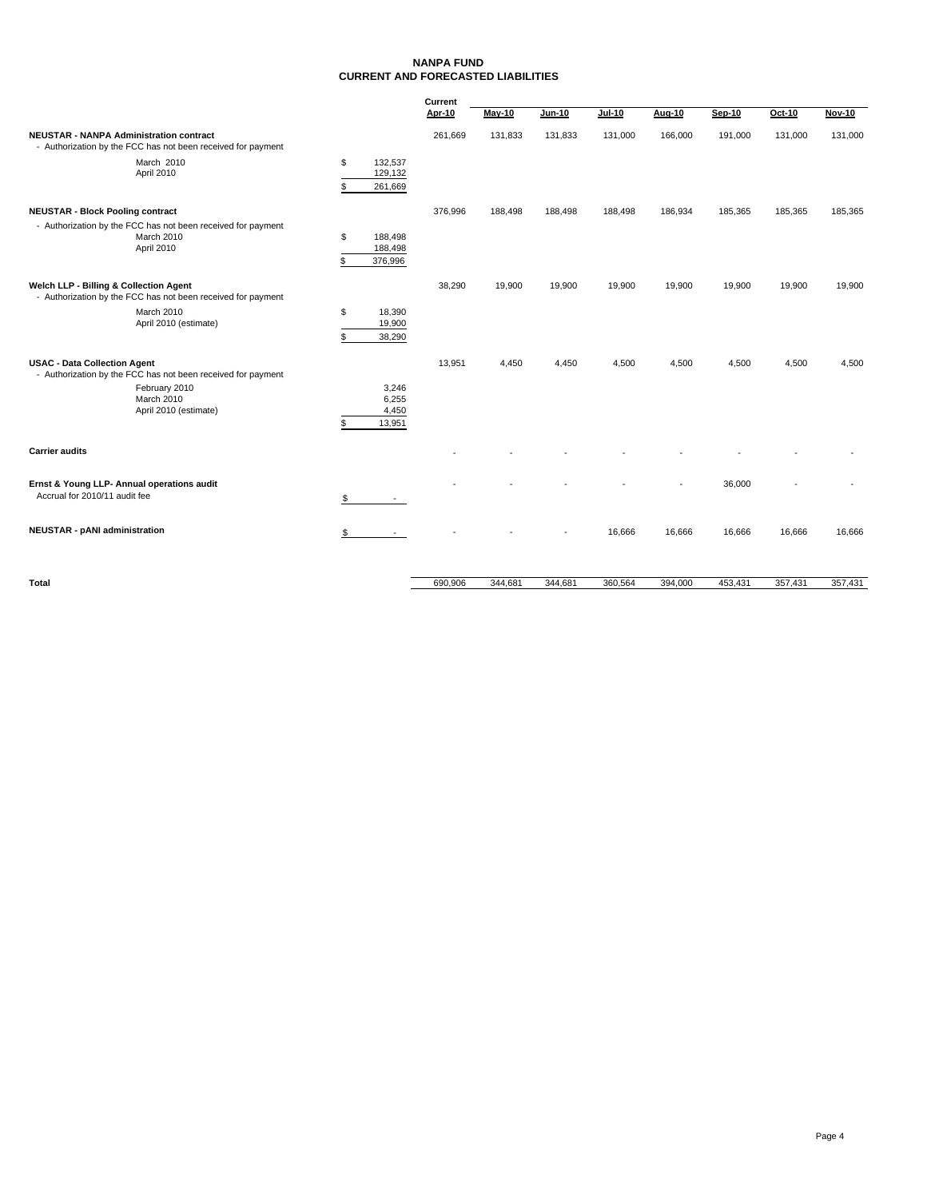# NANPA FUND
## CURRENT AND FORECASTED LIABILITIES

| | | Current Apr-10 | May-10 | Jun-10 | Jul-10 | Aug-10 | Sep-10 | Oct-10 | Nov-10 |
|---|---|---|---|---|---|---|---|---|---|
| **NEUSTAR - NANPA Administration contract** | | 261,669 | 131,833 | 131,833 | 131,000 | 166,000 | 191,000 | 131,000 | 131,000 |
| - Authorization by the FCC has not been received for payment | | | | | | | | | |
| March 2010 | $ 132,537 | | | | | | | | |
| April 2010 | 129,132 | | | | | | | | |
| | $ 261,669 | | | | | | | | |
| **NEUSTAR - Block Pooling contract** | | 376,996 | 188,498 | 188,498 | 188,498 | 186,934 | 185,365 | 185,365 | 185,365 |
| - Authorization by the FCC has not been received for payment | | | | | | | | | |
| March 2010 | $ 188,498 | | | | | | | | |
| April 2010 | 188,498 | | | | | | | | |
| | $ 376,996 | | | | | | | | |
| **Welch LLP - Billing & Collection Agent** | | 38,290 | 19,900 | 19,900 | 19,900 | 19,900 | 19,900 | 19,900 | 19,900 |
| - Authorization by the FCC has not been received for payment | | | | | | | | | |
| March 2010 | $ 18,390 | | | | | | | | |
| April 2010 (estimate) | 19,900 | | | | | | | | |
| | $ 38,290 | | | | | | | | |
| **USAC - Data Collection Agent** | | 13,951 | 4,450 | 4,450 | 4,500 | 4,500 | 4,500 | 4,500 | 4,500 |
| - Authorization by the FCC has not been received for payment | | | | | | | | | |
| February 2010 | 3,246 | | | | | | | | |
| March 2010 | 6,255 | | | | | | | | |
| April 2010 (estimate) | 4,450 | | | | | | | | |
| | $ 13,951 | | | | | | | | |
| **Carrier audits** | | - | - | - | - | - | - | - | - |
| **Ernst & Young LLP- Annual operations audit** | | - | - | - | - | - | 36,000 | - | - |
| Accrual for 2010/11 audit fee | $ - | | | | | | | | |
| **NEUSTAR - pANI administration** | $ - | - | - | - | 16,666 | 16,666 | 16,666 | 16,666 | 16,666 |
| **Total** | | 690,906 | 344,681 | 344,681 | 360,564 | 394,000 | 453,431 | 357,431 | 357,431 |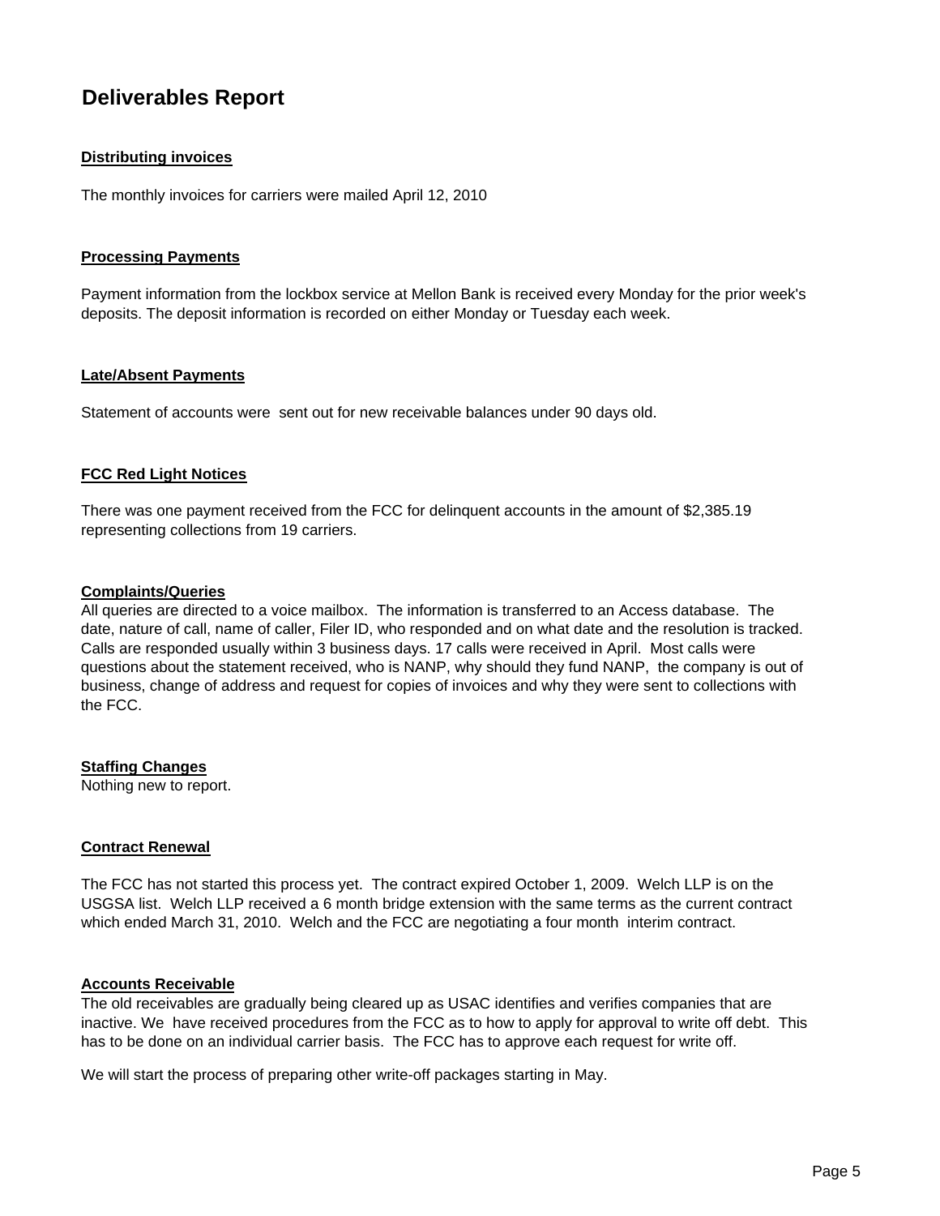# Deliverables Report

**Distributing invoices**

The monthly invoices for carriers were mailed April 12, 2010

**Processing Payments**

Payment information from the lockbox service at Mellon Bank is received every Monday for the prior week's deposits. The deposit information is recorded on either Monday or Tuesday each week.

**Late/Absent Payments**

Statement of accounts were sent out for new receivable balances under 90 days old.

**FCC Red Light Notices**

There was one payment received from the FCC for delinquent accounts in the amount of $2,385.19 representing collections from 19 carriers.

**Complaints/Queries**

All queries are directed to a voice mailbox. The information is transferred to an Access database. The date, nature of call, name of caller, Filer ID, who responded and on what date and the resolution is tracked. Calls are responded usually within 3 business days. 17 calls were received in April. Most calls were questions about the statement received, who is NANP, why should they fund NANP, the company is out of business, change of address and request for copies of invoices and why they were sent to collections with the FCC.

**Staffing Changes**

Nothing new to report.

**Contract Renewal**

The FCC has not started this process yet. The contract expired October 1, 2009. Welch LLP is on the USGSA list. Welch LLP received a 6 month bridge extension with the same terms as the current contract which ended March 31, 2010. Welch and the FCC are negotiating a four month interim contract.

**Accounts Receivable**

The old receivables are gradually being cleared up as USAC identifies and verifies companies that are inactive. We have received procedures from the FCC as to how to apply for approval to write off debt. This has to be done on an individual carrier basis. The FCC has to approve each request for write off.

We will start the process of preparing other write-off packages starting in May.